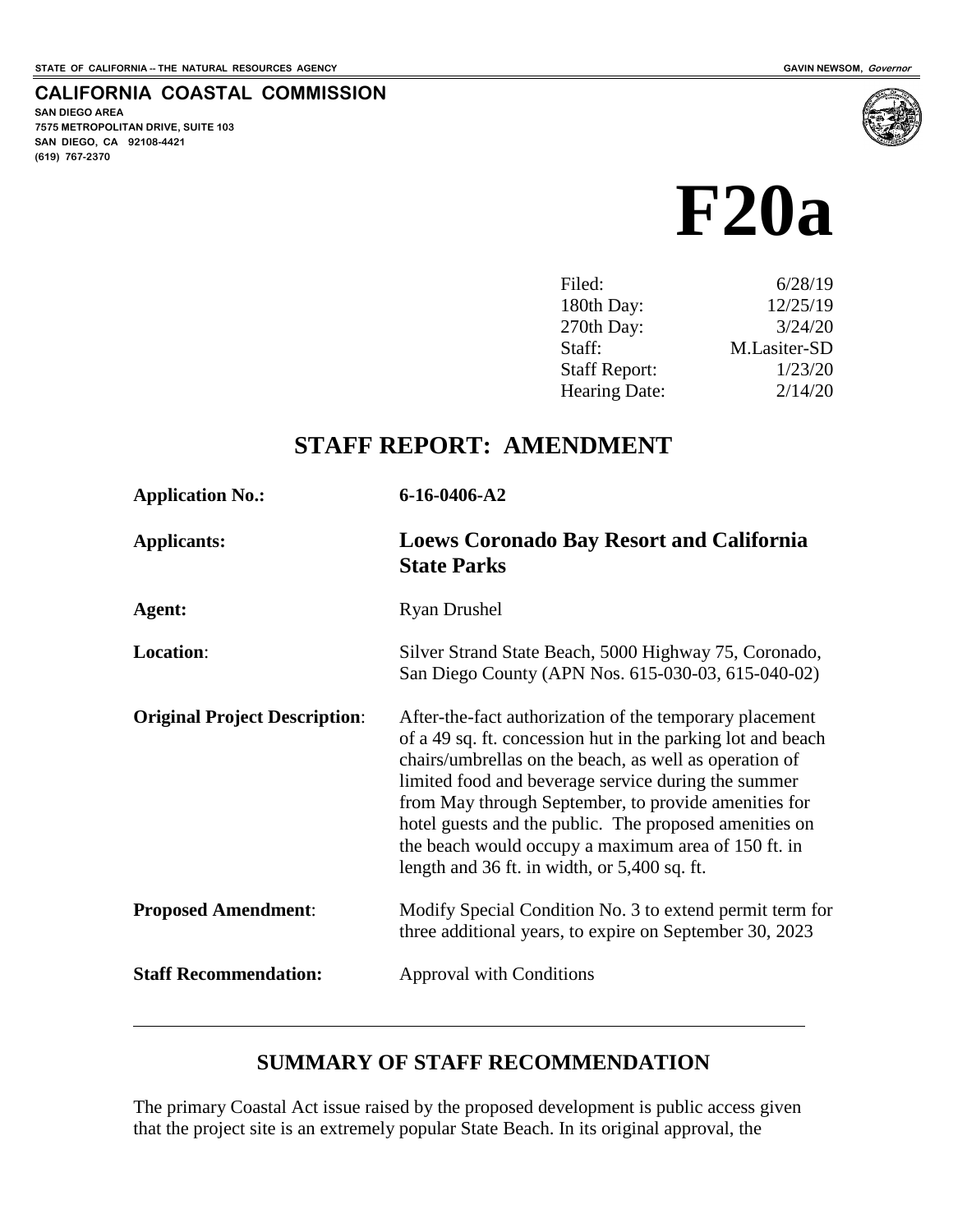STATE OF CALIFORNIA -- THE NATURAL RESOURCES AGENCY GAVIN NEWSOM, *Governor*

**CALIFORNIA COASTAL COMMISSION**
**SAN DIEGO AREA**
**7575 METROPOLITAN DRIVE, SUITE 103**
**SAN DIEGO, CA 92108-4421**
**(619) 767-2370**

# F20a

| | |
|---|---|
| Filed: | 6/28/19 |
| 180th Day: | 12/25/19 |
| 270th Day: | 3/24/20 |
| Staff: | M.Lasiter-SD |
| Staff Report: | 1/23/20 |
| Hearing Date: | 2/14/20 |

## STAFF REPORT: AMENDMENT

**Application No.:** **6-16-0406-A2**

**Applicants:** **Loews Coronado Bay Resort and California State Parks**

**Agent:** Ryan Drushel

**Location:** Silver Strand State Beach, 5000 Highway 75, Coronado, San Diego County (APN Nos. 615-030-03, 615-040-02)

**Original Project Description:** After-the-fact authorization of the temporary placement of a 49 sq. ft. concession hut in the parking lot and beach chairs/umbrellas on the beach, as well as operation of limited food and beverage service during the summer from May through September, to provide amenities for hotel guests and the public. The proposed amenities on the beach would occupy a maximum area of 150 ft. in length and 36 ft. in width, or 5,400 sq. ft.

**Proposed Amendment:** Modify Special Condition No. 3 to extend permit term for three additional years, to expire on September 30, 2023

**Staff Recommendation:** Approval with Conditions

---

## SUMMARY OF STAFF RECOMMENDATION

The primary Coastal Act issue raised by the proposed development is public access given that the project site is an extremely popular State Beach. In its original approval, the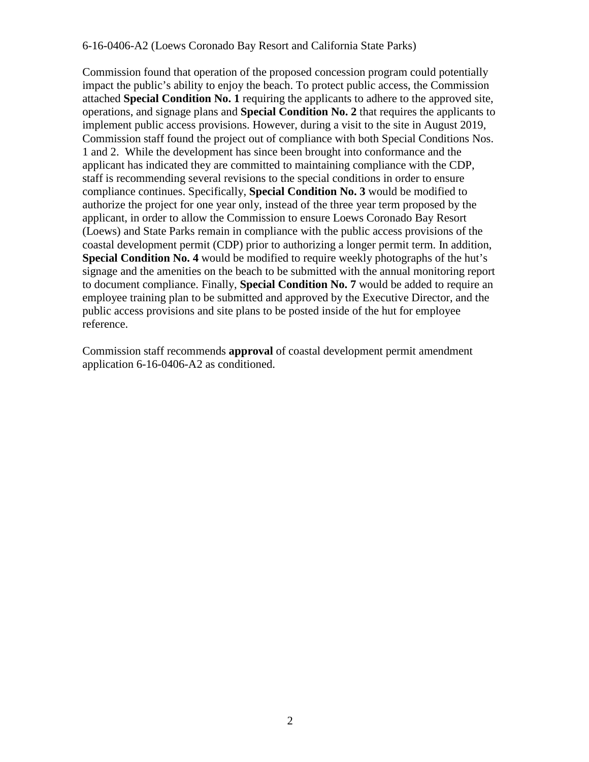Commission found that operation of the proposed concession program could potentially impact the public's ability to enjoy the beach. To protect public access, the Commission attached **Special Condition No. 1** requiring the applicants to adhere to the approved site, operations, and signage plans and **Special Condition No. 2** that requires the applicants to implement public access provisions. However, during a visit to the site in August 2019, Commission staff found the project out of compliance with both Special Conditions Nos. 1 and 2. While the development has since been brought into conformance and the applicant has indicated they are committed to maintaining compliance with the CDP, staff is recommending several revisions to the special conditions in order to ensure compliance continues. Specifically, **Special Condition No. 3** would be modified to authorize the project for one year only, instead of the three year term proposed by the applicant, in order to allow the Commission to ensure Loews Coronado Bay Resort (Loews) and State Parks remain in compliance with the public access provisions of the coastal development permit (CDP) prior to authorizing a longer permit term. In addition, **Special Condition No. 4** would be modified to require weekly photographs of the hut's signage and the amenities on the beach to be submitted with the annual monitoring report to document compliance. Finally, **Special Condition No. 7** would be added to require an employee training plan to be submitted and approved by the Executive Director, and the public access provisions and site plans to be posted inside of the hut for employee reference.

Commission staff recommends **approval** of coastal development permit amendment application 6-16-0406-A2 as conditioned.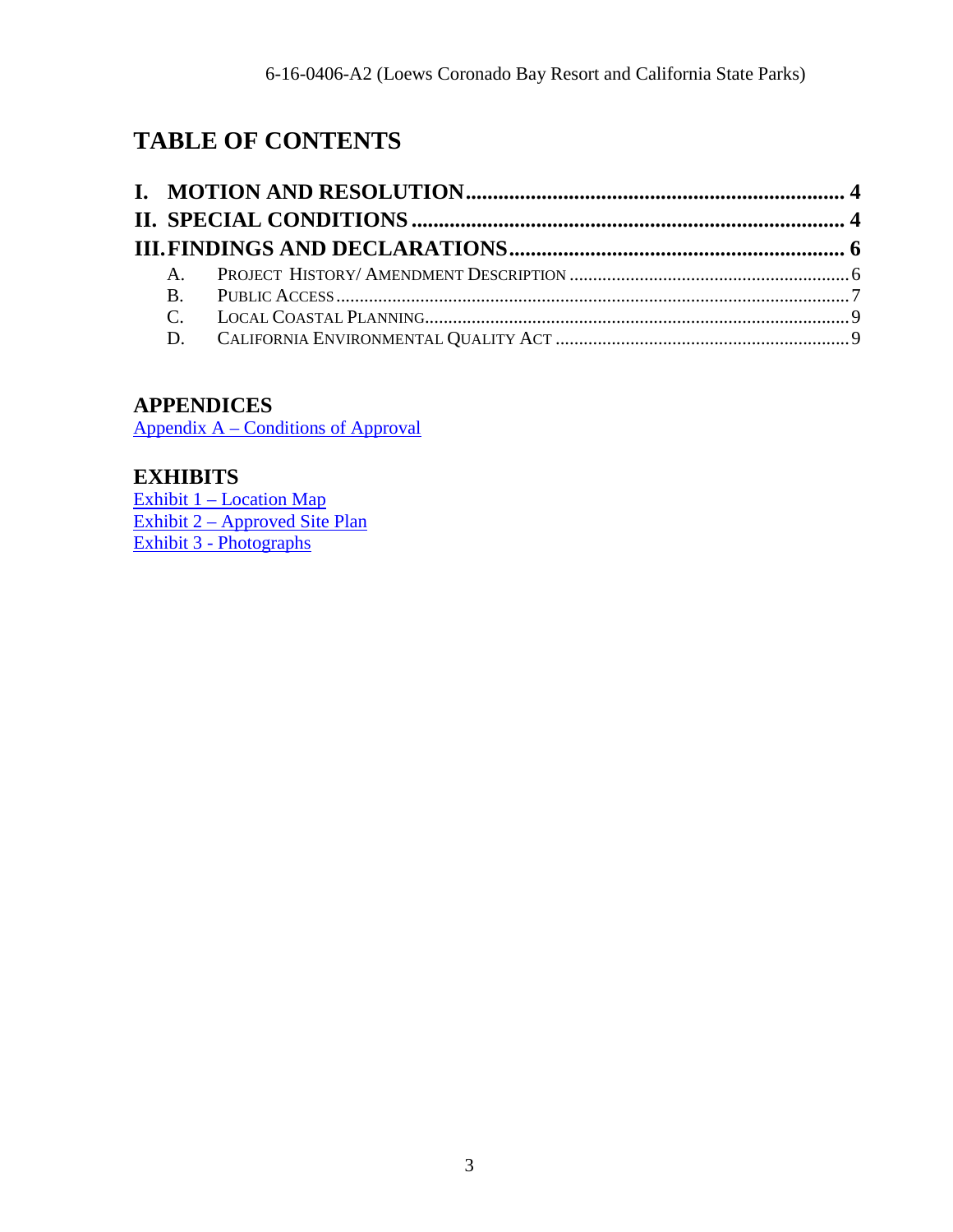# TABLE OF CONTENTS

**I. MOTION AND RESOLUTION ..................................................................... 4**

**II. SPECIAL CONDITIONS ............................................................................... 4**

**III. FINDINGS AND DECLARATIONS ............................................................. 6**

A. PROJECT HISTORY/ AMENDMENT DESCRIPTION ........................................................... 6

B. PUBLIC ACCESS ................................................................................................................ 7

C. LOCAL COASTAL PLANNING.......................................................................................... 9

D. CALIFORNIA ENVIRONMENTAL QUALITY ACT .............................................................. 9

## APPENDICES

Appendix A – Conditions of Approval

## EXHIBITS

Exhibit 1 – Location Map

Exhibit 2 – Approved Site Plan

Exhibit 3 - Photographs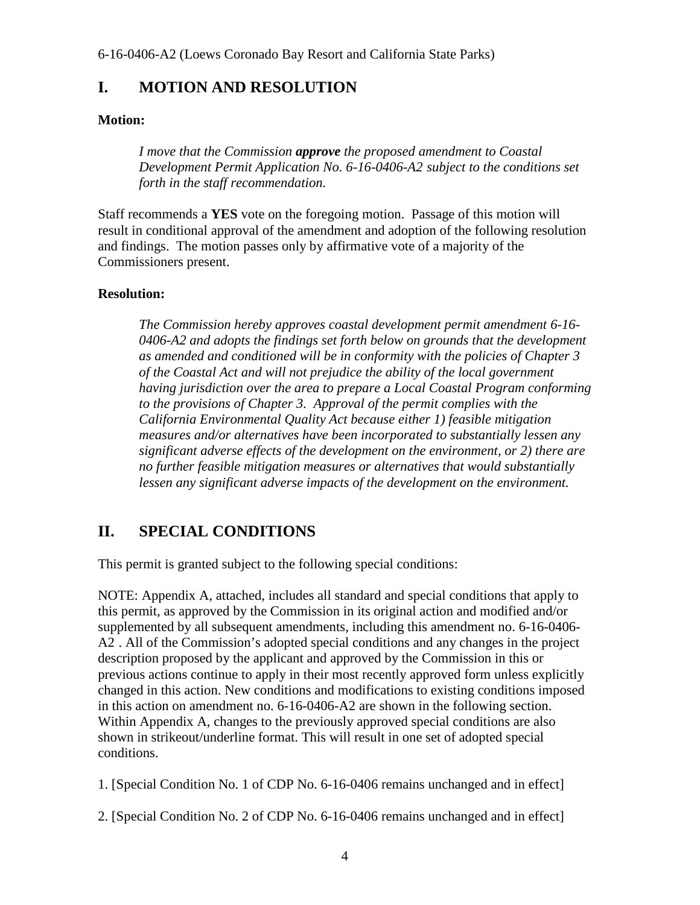## I. MOTION AND RESOLUTION

**Motion:**

> *I move that the Commission **approve** the proposed amendment to Coastal Development Permit Application No. 6-16-0406-A2 subject to the conditions set forth in the staff recommendation.*

Staff recommends a **YES** vote on the foregoing motion. Passage of this motion will result in conditional approval of the amendment and adoption of the following resolution and findings. The motion passes only by affirmative vote of a majority of the Commissioners present.

**Resolution:**

> *The Commission hereby approves coastal development permit amendment 6-16-0406-A2 and adopts the findings set forth below on grounds that the development as amended and conditioned will be in conformity with the policies of Chapter 3 of the Coastal Act and will not prejudice the ability of the local government having jurisdiction over the area to prepare a Local Coastal Program conforming to the provisions of Chapter 3. Approval of the permit complies with the California Environmental Quality Act because either 1) feasible mitigation measures and/or alternatives have been incorporated to substantially lessen any significant adverse effects of the development on the environment, or 2) there are no further feasible mitigation measures or alternatives that would substantially lessen any significant adverse impacts of the development on the environment.*

## II. SPECIAL CONDITIONS

This permit is granted subject to the following special conditions:

NOTE: Appendix A, attached, includes all standard and special conditions that apply to this permit, as approved by the Commission in its original action and modified and/or supplemented by all subsequent amendments, including this amendment no. 6-16-0406-A2 . All of the Commission's adopted special conditions and any changes in the project description proposed by the applicant and approved by the Commission in this or previous actions continue to apply in their most recently approved form unless explicitly changed in this action. New conditions and modifications to existing conditions imposed in this action on amendment no. 6-16-0406-A2 are shown in the following section. Within Appendix A, changes to the previously approved special conditions are also shown in strikeout/underline format. This will result in one set of adopted special conditions.

1. [Special Condition No. 1 of CDP No. 6-16-0406 remains unchanged and in effect]

2. [Special Condition No. 2 of CDP No. 6-16-0406 remains unchanged and in effect]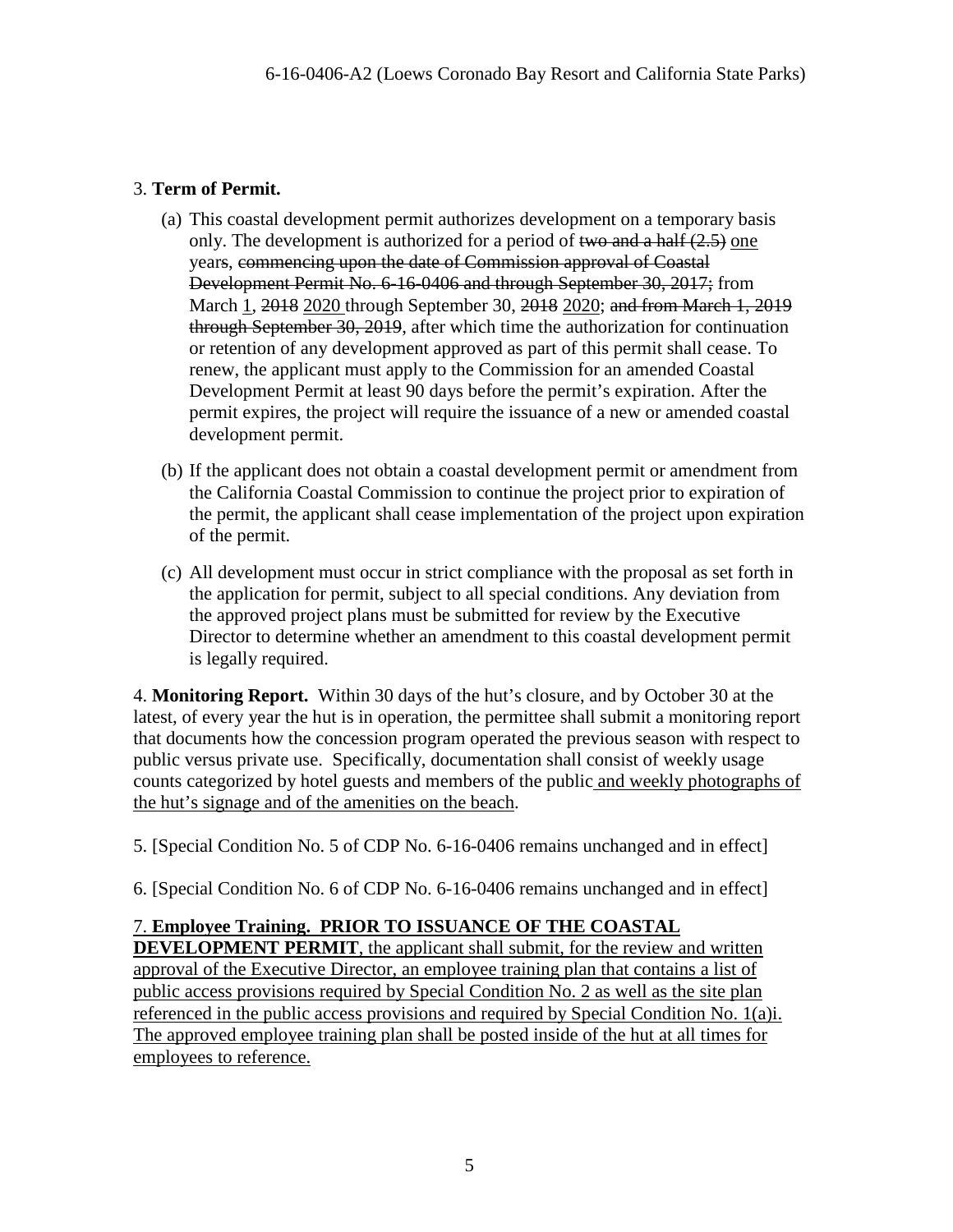3. **Term of Permit.**

(a) This coastal development permit authorizes development on a temporary basis only. The development is authorized for a period of ~~two and a half (2.5)~~ <u>one</u> years, ~~commencing upon the date of Commission approval of Coastal Development Permit No. 6-16-0406 and through September 30, 2017;~~ from March <u>1</u>, ~~2018~~ <u>2020</u> through September 30, ~~2018~~ <u>2020</u>; ~~and from March 1, 2019 through September 30, 2019~~, after which time the authorization for continuation or retention of any development approved as part of this permit shall cease. To renew, the applicant must apply to the Commission for an amended Coastal Development Permit at least 90 days before the permit's expiration. After the permit expires, the project will require the issuance of a new or amended coastal development permit.

(b) If the applicant does not obtain a coastal development permit or amendment from the California Coastal Commission to continue the project prior to expiration of the permit, the applicant shall cease implementation of the project upon expiration of the permit.

(c) All development must occur in strict compliance with the proposal as set forth in the application for permit, subject to all special conditions. Any deviation from the approved project plans must be submitted for review by the Executive Director to determine whether an amendment to this coastal development permit is legally required.

4. **Monitoring Report.** Within 30 days of the hut's closure, and by October 30 at the latest, of every year the hut is in operation, the permittee shall submit a monitoring report that documents how the concession program operated the previous season with respect to public versus private use. Specifically, documentation shall consist of weekly usage counts categorized by hotel guests and members of the public <u>and weekly photographs of the hut's signage and of the amenities on the beach</u>.

5. [Special Condition No. 5 of CDP No. 6-16-0406 remains unchanged and in effect]

6. [Special Condition No. 6 of CDP No. 6-16-0406 remains unchanged and in effect]

<u>7. **Employee Training. PRIOR TO ISSUANCE OF THE COASTAL DEVELOPMENT PERMIT**, the applicant shall submit, for the review and written approval of the Executive Director, an employee training plan that contains a list of public access provisions required by Special Condition No. 2 as well as the site plan referenced in the public access provisions and required by Special Condition No. 1(a)i. The approved employee training plan shall be posted inside of the hut at all times for employees to reference.</u>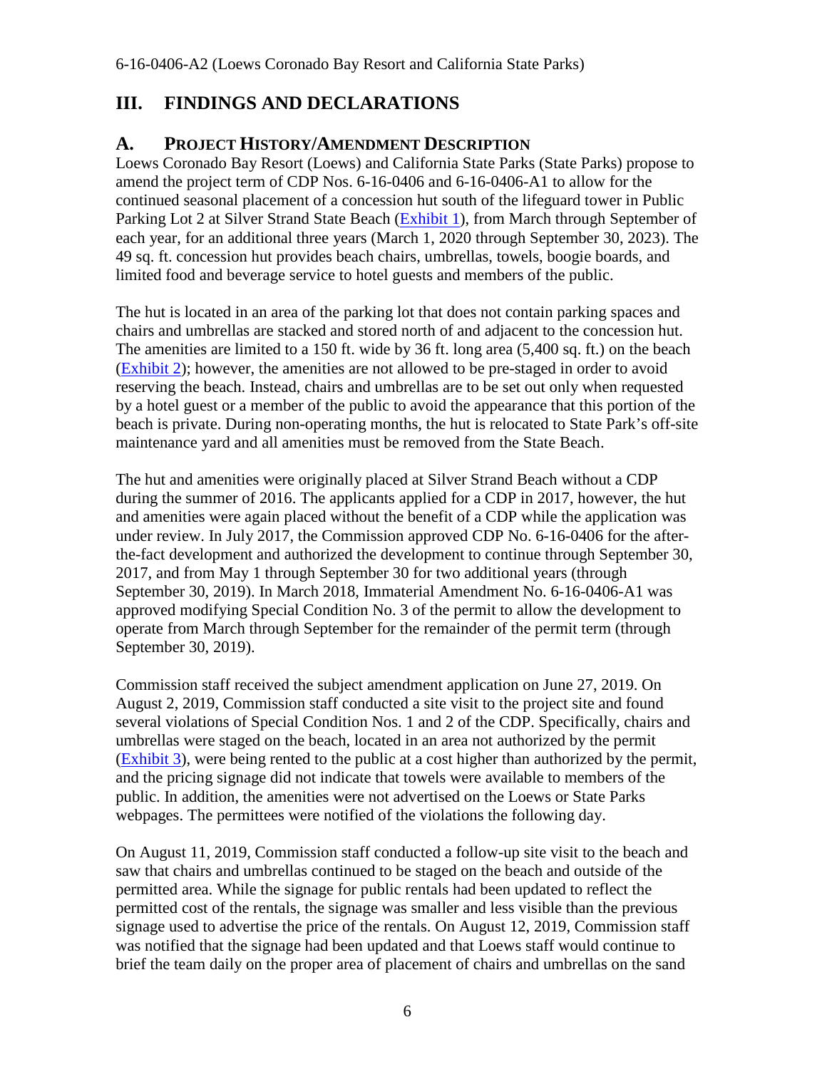## III. FINDINGS AND DECLARATIONS

### A. PROJECT HISTORY/AMENDMENT DESCRIPTION

Loews Coronado Bay Resort (Loews) and California State Parks (State Parks) propose to amend the project term of CDP Nos. 6-16-0406 and 6-16-0406-A1 to allow for the continued seasonal placement of a concession hut south of the lifeguard tower in Public Parking Lot 2 at Silver Strand State Beach (Exhibit 1), from March through September of each year, for an additional three years (March 1, 2020 through September 30, 2023). The 49 sq. ft. concession hut provides beach chairs, umbrellas, towels, boogie boards, and limited food and beverage service to hotel guests and members of the public.

The hut is located in an area of the parking lot that does not contain parking spaces and chairs and umbrellas are stacked and stored north of and adjacent to the concession hut. The amenities are limited to a 150 ft. wide by 36 ft. long area (5,400 sq. ft.) on the beach (Exhibit 2); however, the amenities are not allowed to be pre-staged in order to avoid reserving the beach. Instead, chairs and umbrellas are to be set out only when requested by a hotel guest or a member of the public to avoid the appearance that this portion of the beach is private. During non-operating months, the hut is relocated to State Park's off-site maintenance yard and all amenities must be removed from the State Beach.

The hut and amenities were originally placed at Silver Strand Beach without a CDP during the summer of 2016. The applicants applied for a CDP in 2017, however, the hut and amenities were again placed without the benefit of a CDP while the application was under review. In July 2017, the Commission approved CDP No. 6-16-0406 for the after-the-fact development and authorized the development to continue through September 30, 2017, and from May 1 through September 30 for two additional years (through September 30, 2019). In March 2018, Immaterial Amendment No. 6-16-0406-A1 was approved modifying Special Condition No. 3 of the permit to allow the development to operate from March through September for the remainder of the permit term (through September 30, 2019).

Commission staff received the subject amendment application on June 27, 2019. On August 2, 2019, Commission staff conducted a site visit to the project site and found several violations of Special Condition Nos. 1 and 2 of the CDP. Specifically, chairs and umbrellas were staged on the beach, located in an area not authorized by the permit (Exhibit 3), were being rented to the public at a cost higher than authorized by the permit, and the pricing signage did not indicate that towels were available to members of the public. In addition, the amenities were not advertised on the Loews or State Parks webpages. The permittees were notified of the violations the following day.

On August 11, 2019, Commission staff conducted a follow-up site visit to the beach and saw that chairs and umbrellas continued to be staged on the beach and outside of the permitted area. While the signage for public rentals had been updated to reflect the permitted cost of the rentals, the signage was smaller and less visible than the previous signage used to advertise the price of the rentals. On August 12, 2019, Commission staff was notified that the signage had been updated and that Loews staff would continue to brief the team daily on the proper area of placement of chairs and umbrellas on the sand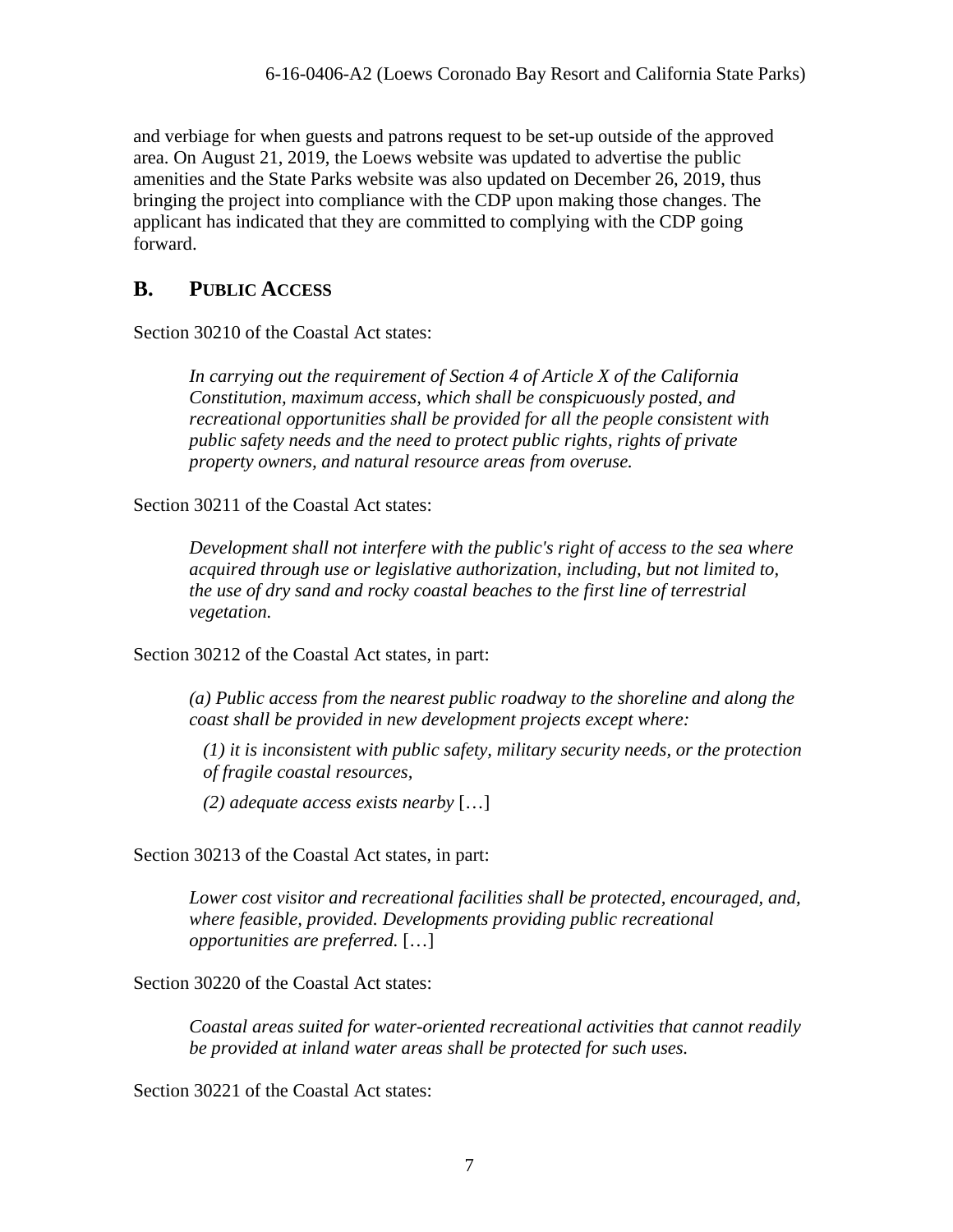and verbiage for when guests and patrons request to be set-up outside of the approved area. On August 21, 2019, the Loews website was updated to advertise the public amenities and the State Parks website was also updated on December 26, 2019, thus bringing the project into compliance with the CDP upon making those changes. The applicant has indicated that they are committed to complying with the CDP going forward.

## B. PUBLIC ACCESS

Section 30210 of the Coastal Act states:

> *In carrying out the requirement of Section 4 of Article X of the California Constitution, maximum access, which shall be conspicuously posted, and recreational opportunities shall be provided for all the people consistent with public safety needs and the need to protect public rights, rights of private property owners, and natural resource areas from overuse.*

Section 30211 of the Coastal Act states:

> *Development shall not interfere with the public's right of access to the sea where acquired through use or legislative authorization, including, but not limited to, the use of dry sand and rocky coastal beaches to the first line of terrestrial vegetation.*

Section 30212 of the Coastal Act states, in part:

> *(a) Public access from the nearest public roadway to the shoreline and along the coast shall be provided in new development projects except where:*
>
> *(1) it is inconsistent with public safety, military security needs, or the protection of fragile coastal resources,*
>
> *(2) adequate access exists nearby* […]

Section 30213 of the Coastal Act states, in part:

> *Lower cost visitor and recreational facilities shall be protected, encouraged, and, where feasible, provided. Developments providing public recreational opportunities are preferred.* […]

Section 30220 of the Coastal Act states:

> *Coastal areas suited for water-oriented recreational activities that cannot readily be provided at inland water areas shall be protected for such uses.*

Section 30221 of the Coastal Act states: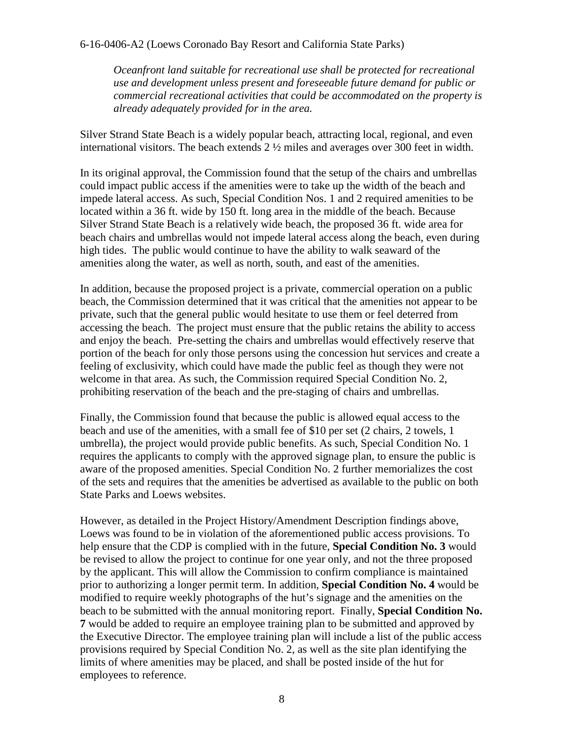*Oceanfront land suitable for recreational use shall be protected for recreational use and development unless present and foreseeable future demand for public or commercial recreational activities that could be accommodated on the property is already adequately provided for in the area.*

Silver Strand State Beach is a widely popular beach, attracting local, regional, and even international visitors. The beach extends 2 ½ miles and averages over 300 feet in width.

In its original approval, the Commission found that the setup of the chairs and umbrellas could impact public access if the amenities were to take up the width of the beach and impede lateral access. As such, Special Condition Nos. 1 and 2 required amenities to be located within a 36 ft. wide by 150 ft. long area in the middle of the beach. Because Silver Strand State Beach is a relatively wide beach, the proposed 36 ft. wide area for beach chairs and umbrellas would not impede lateral access along the beach, even during high tides. The public would continue to have the ability to walk seaward of the amenities along the water, as well as north, south, and east of the amenities.

In addition, because the proposed project is a private, commercial operation on a public beach, the Commission determined that it was critical that the amenities not appear to be private, such that the general public would hesitate to use them or feel deterred from accessing the beach. The project must ensure that the public retains the ability to access and enjoy the beach. Pre-setting the chairs and umbrellas would effectively reserve that portion of the beach for only those persons using the concession hut services and create a feeling of exclusivity, which could have made the public feel as though they were not welcome in that area. As such, the Commission required Special Condition No. 2, prohibiting reservation of the beach and the pre-staging of chairs and umbrellas.

Finally, the Commission found that because the public is allowed equal access to the beach and use of the amenities, with a small fee of $10 per set (2 chairs, 2 towels, 1 umbrella), the project would provide public benefits. As such, Special Condition No. 1 requires the applicants to comply with the approved signage plan, to ensure the public is aware of the proposed amenities. Special Condition No. 2 further memorializes the cost of the sets and requires that the amenities be advertised as available to the public on both State Parks and Loews websites.

However, as detailed in the Project History/Amendment Description findings above, Loews was found to be in violation of the aforementioned public access provisions. To help ensure that the CDP is complied with in the future, **Special Condition No. 3** would be revised to allow the project to continue for one year only, and not the three proposed by the applicant. This will allow the Commission to confirm compliance is maintained prior to authorizing a longer permit term. In addition, **Special Condition No. 4** would be modified to require weekly photographs of the hut's signage and the amenities on the beach to be submitted with the annual monitoring report. Finally, **Special Condition No. 7** would be added to require an employee training plan to be submitted and approved by the Executive Director. The employee training plan will include a list of the public access provisions required by Special Condition No. 2, as well as the site plan identifying the limits of where amenities may be placed, and shall be posted inside of the hut for employees to reference.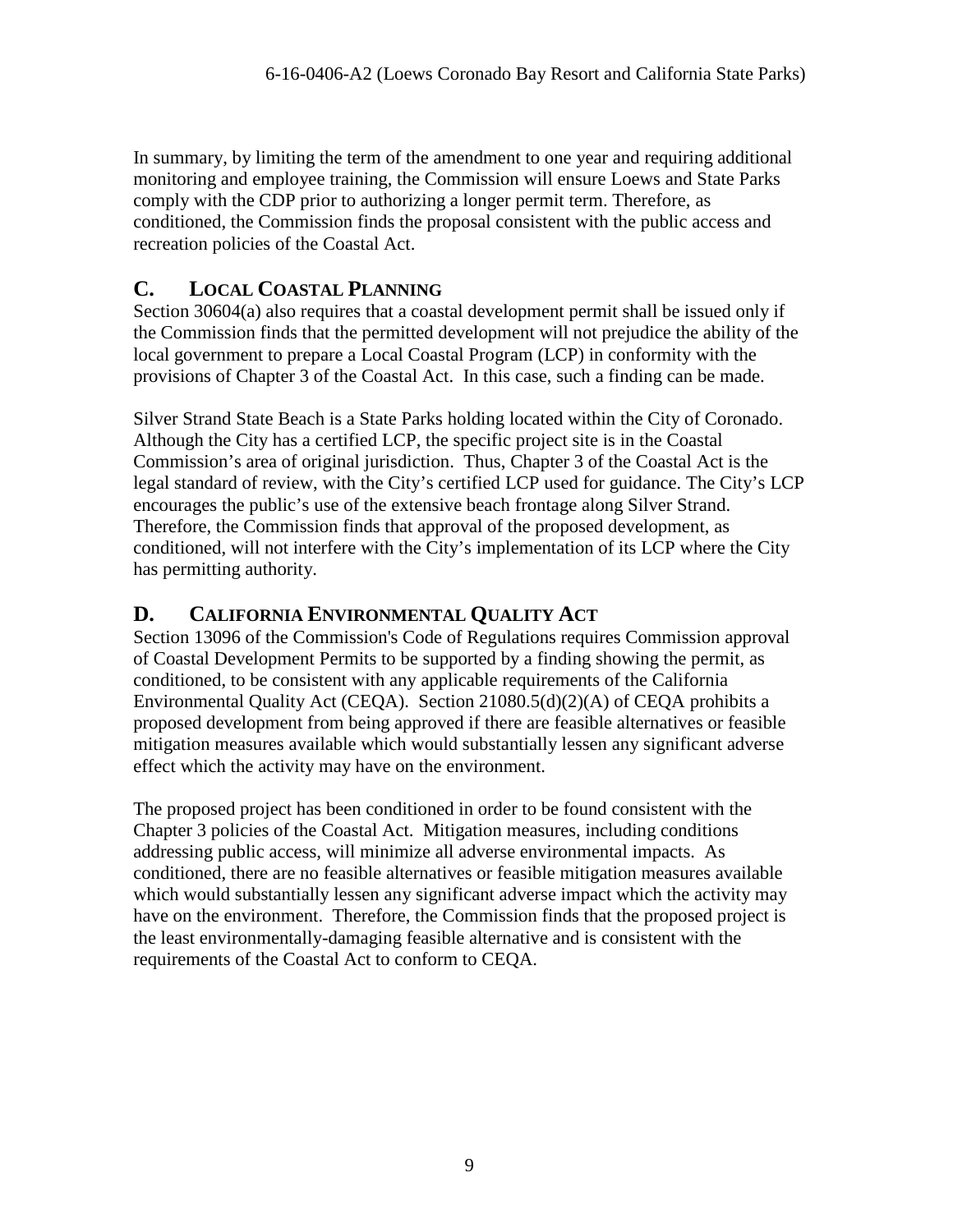In summary, by limiting the term of the amendment to one year and requiring additional monitoring and employee training, the Commission will ensure Loews and State Parks comply with the CDP prior to authorizing a longer permit term. Therefore, as conditioned, the Commission finds the proposal consistent with the public access and recreation policies of the Coastal Act.

## C. LOCAL COASTAL PLANNING

Section 30604(a) also requires that a coastal development permit shall be issued only if the Commission finds that the permitted development will not prejudice the ability of the local government to prepare a Local Coastal Program (LCP) in conformity with the provisions of Chapter 3 of the Coastal Act. In this case, such a finding can be made.

Silver Strand State Beach is a State Parks holding located within the City of Coronado. Although the City has a certified LCP, the specific project site is in the Coastal Commission's area of original jurisdiction. Thus, Chapter 3 of the Coastal Act is the legal standard of review, with the City's certified LCP used for guidance. The City's LCP encourages the public's use of the extensive beach frontage along Silver Strand. Therefore, the Commission finds that approval of the proposed development, as conditioned, will not interfere with the City's implementation of its LCP where the City has permitting authority.

## D. CALIFORNIA ENVIRONMENTAL QUALITY ACT

Section 13096 of the Commission's Code of Regulations requires Commission approval of Coastal Development Permits to be supported by a finding showing the permit, as conditioned, to be consistent with any applicable requirements of the California Environmental Quality Act (CEQA). Section 21080.5(d)(2)(A) of CEQA prohibits a proposed development from being approved if there are feasible alternatives or feasible mitigation measures available which would substantially lessen any significant adverse effect which the activity may have on the environment.

The proposed project has been conditioned in order to be found consistent with the Chapter 3 policies of the Coastal Act. Mitigation measures, including conditions addressing public access, will minimize all adverse environmental impacts. As conditioned, there are no feasible alternatives or feasible mitigation measures available which would substantially lessen any significant adverse impact which the activity may have on the environment. Therefore, the Commission finds that the proposed project is the least environmentally-damaging feasible alternative and is consistent with the requirements of the Coastal Act to conform to CEQA.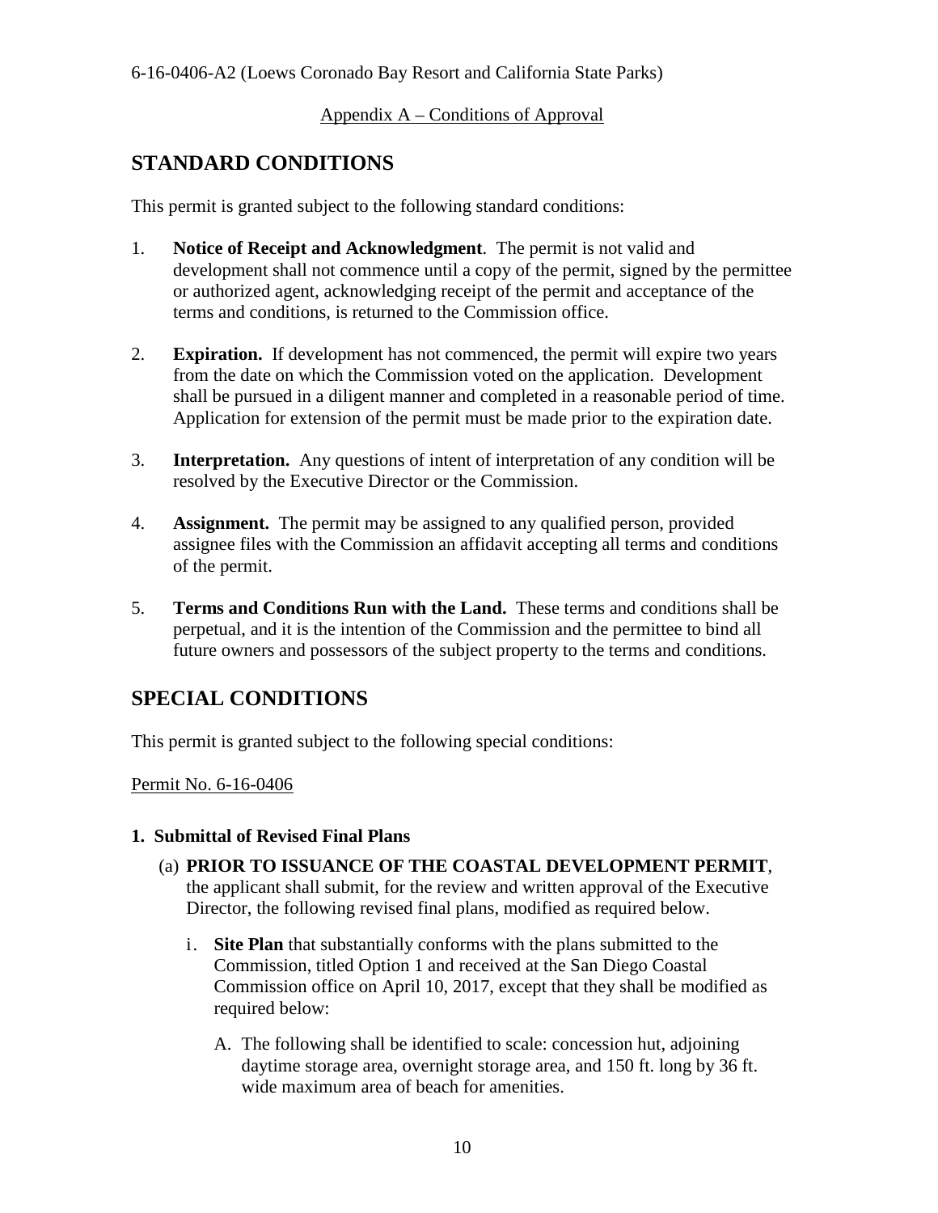Appendix A – Conditions of Approval

## STANDARD CONDITIONS

This permit is granted subject to the following standard conditions:

1. **Notice of Receipt and Acknowledgment**. The permit is not valid and development shall not commence until a copy of the permit, signed by the permittee or authorized agent, acknowledging receipt of the permit and acceptance of the terms and conditions, is returned to the Commission office.

2. **Expiration.** If development has not commenced, the permit will expire two years from the date on which the Commission voted on the application. Development shall be pursued in a diligent manner and completed in a reasonable period of time. Application for extension of the permit must be made prior to the expiration date.

3. **Interpretation.** Any questions of intent of interpretation of any condition will be resolved by the Executive Director or the Commission.

4. **Assignment.** The permit may be assigned to any qualified person, provided assignee files with the Commission an affidavit accepting all terms and conditions of the permit.

5. **Terms and Conditions Run with the Land.** These terms and conditions shall be perpetual, and it is the intention of the Commission and the permittee to bind all future owners and possessors of the subject property to the terms and conditions.

## SPECIAL CONDITIONS

This permit is granted subject to the following special conditions:

Permit No. 6-16-0406

**1. Submittal of Revised Final Plans**

(a) **PRIOR TO ISSUANCE OF THE COASTAL DEVELOPMENT PERMIT**, the applicant shall submit, for the review and written approval of the Executive Director, the following revised final plans, modified as required below.

i. **Site Plan** that substantially conforms with the plans submitted to the Commission, titled Option 1 and received at the San Diego Coastal Commission office on April 10, 2017, except that they shall be modified as required below:

A. The following shall be identified to scale: concession hut, adjoining daytime storage area, overnight storage area, and 150 ft. long by 36 ft. wide maximum area of beach for amenities.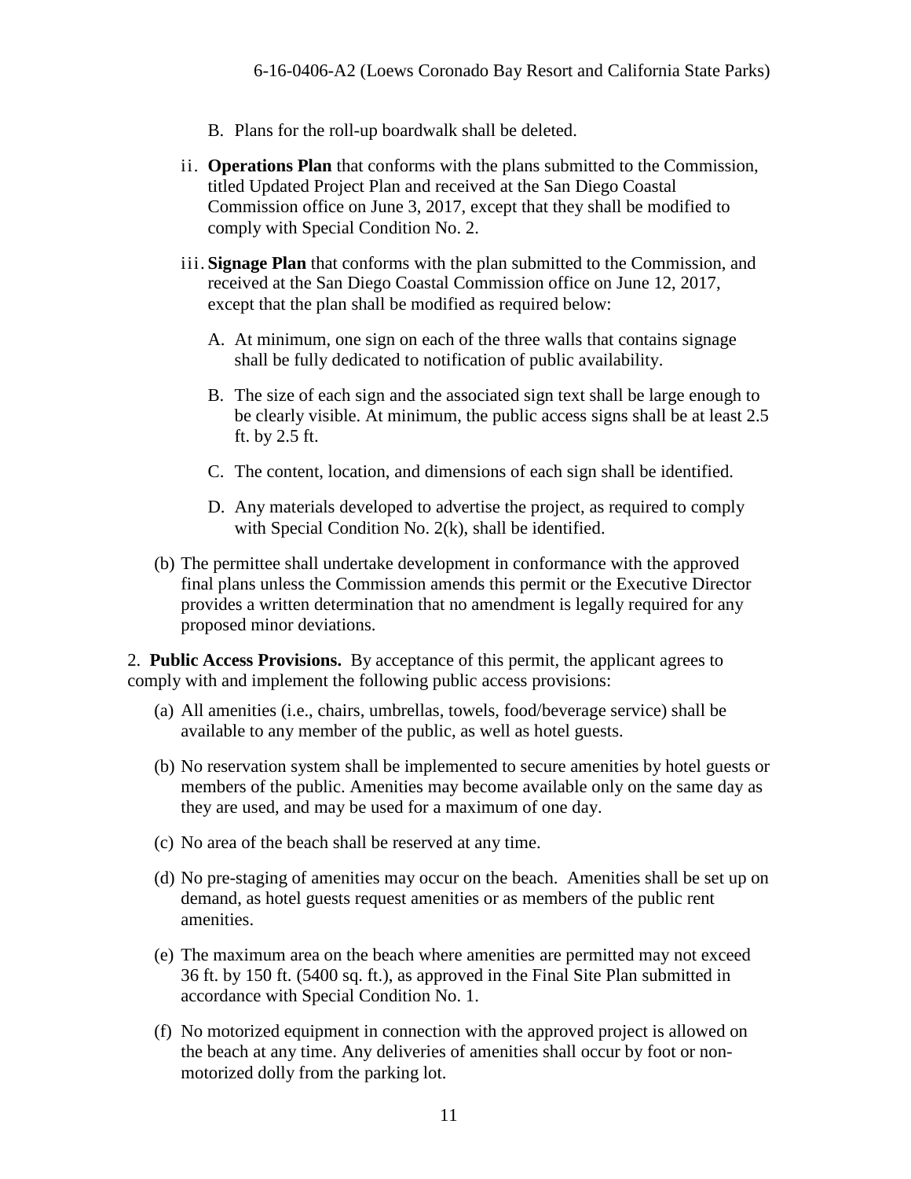B. Plans for the roll-up boardwalk shall be deleted.

ii. **Operations Plan** that conforms with the plans submitted to the Commission, titled Updated Project Plan and received at the San Diego Coastal Commission office on June 3, 2017, except that they shall be modified to comply with Special Condition No. 2.

iii. **Signage Plan** that conforms with the plan submitted to the Commission, and received at the San Diego Coastal Commission office on June 12, 2017, except that the plan shall be modified as required below:

A. At minimum, one sign on each of the three walls that contains signage shall be fully dedicated to notification of public availability.

B. The size of each sign and the associated sign text shall be large enough to be clearly visible. At minimum, the public access signs shall be at least 2.5 ft. by 2.5 ft.

C. The content, location, and dimensions of each sign shall be identified.

D. Any materials developed to advertise the project, as required to comply with Special Condition No. 2(k), shall be identified.

(b) The permittee shall undertake development in conformance with the approved final plans unless the Commission amends this permit or the Executive Director provides a written determination that no amendment is legally required for any proposed minor deviations.

2. **Public Access Provisions.** By acceptance of this permit, the applicant agrees to comply with and implement the following public access provisions:

(a) All amenities (i.e., chairs, umbrellas, towels, food/beverage service) shall be available to any member of the public, as well as hotel guests.

(b) No reservation system shall be implemented to secure amenities by hotel guests or members of the public. Amenities may become available only on the same day as they are used, and may be used for a maximum of one day.

(c) No area of the beach shall be reserved at any time.

(d) No pre-staging of amenities may occur on the beach. Amenities shall be set up on demand, as hotel guests request amenities or as members of the public rent amenities.

(e) The maximum area on the beach where amenities are permitted may not exceed 36 ft. by 150 ft. (5400 sq. ft.), as approved in the Final Site Plan submitted in accordance with Special Condition No. 1.

(f) No motorized equipment in connection with the approved project is allowed on the beach at any time. Any deliveries of amenities shall occur by foot or non-motorized dolly from the parking lot.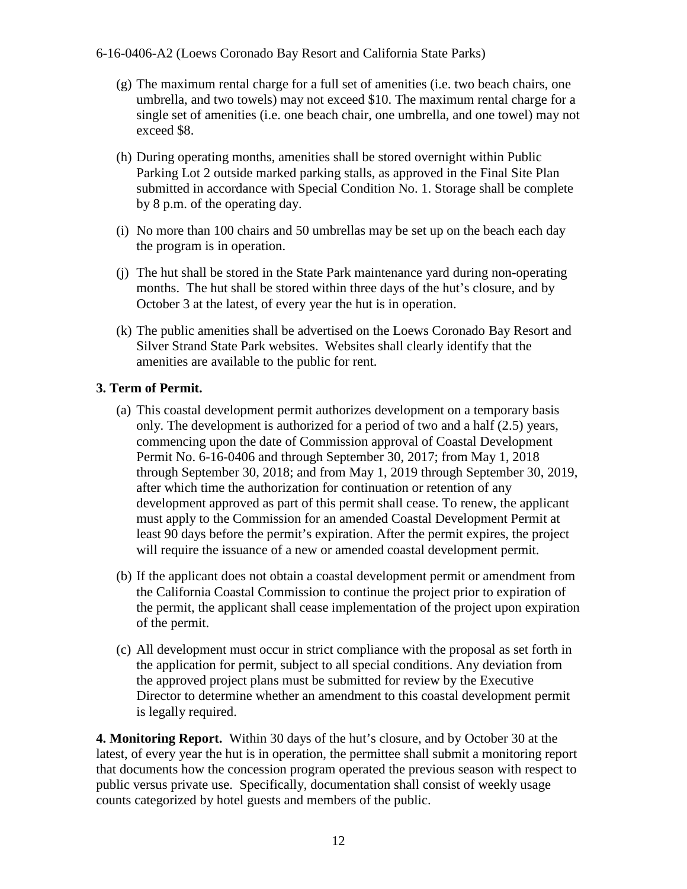(g) The maximum rental charge for a full set of amenities (i.e. two beach chairs, one umbrella, and two towels) may not exceed $10. The maximum rental charge for a single set of amenities (i.e. one beach chair, one umbrella, and one towel) may not exceed $8.

(h) During operating months, amenities shall be stored overnight within Public Parking Lot 2 outside marked parking stalls, as approved in the Final Site Plan submitted in accordance with Special Condition No. 1. Storage shall be complete by 8 p.m. of the operating day.

(i) No more than 100 chairs and 50 umbrellas may be set up on the beach each day the program is in operation.

(j) The hut shall be stored in the State Park maintenance yard during non-operating months. The hut shall be stored within three days of the hut's closure, and by October 3 at the latest, of every year the hut is in operation.

(k) The public amenities shall be advertised on the Loews Coronado Bay Resort and Silver Strand State Park websites. Websites shall clearly identify that the amenities are available to the public for rent.

**3. Term of Permit.**

(a) This coastal development permit authorizes development on a temporary basis only. The development is authorized for a period of two and a half (2.5) years, commencing upon the date of Commission approval of Coastal Development Permit No. 6-16-0406 and through September 30, 2017; from May 1, 2018 through September 30, 2018; and from May 1, 2019 through September 30, 2019, after which time the authorization for continuation or retention of any development approved as part of this permit shall cease. To renew, the applicant must apply to the Commission for an amended Coastal Development Permit at least 90 days before the permit's expiration. After the permit expires, the project will require the issuance of a new or amended coastal development permit.

(b) If the applicant does not obtain a coastal development permit or amendment from the California Coastal Commission to continue the project prior to expiration of the permit, the applicant shall cease implementation of the project upon expiration of the permit.

(c) All development must occur in strict compliance with the proposal as set forth in the application for permit, subject to all special conditions. Any deviation from the approved project plans must be submitted for review by the Executive Director to determine whether an amendment to this coastal development permit is legally required.

**4. Monitoring Report.** Within 30 days of the hut's closure, and by October 30 at the latest, of every year the hut is in operation, the permittee shall submit a monitoring report that documents how the concession program operated the previous season with respect to public versus private use. Specifically, documentation shall consist of weekly usage counts categorized by hotel guests and members of the public.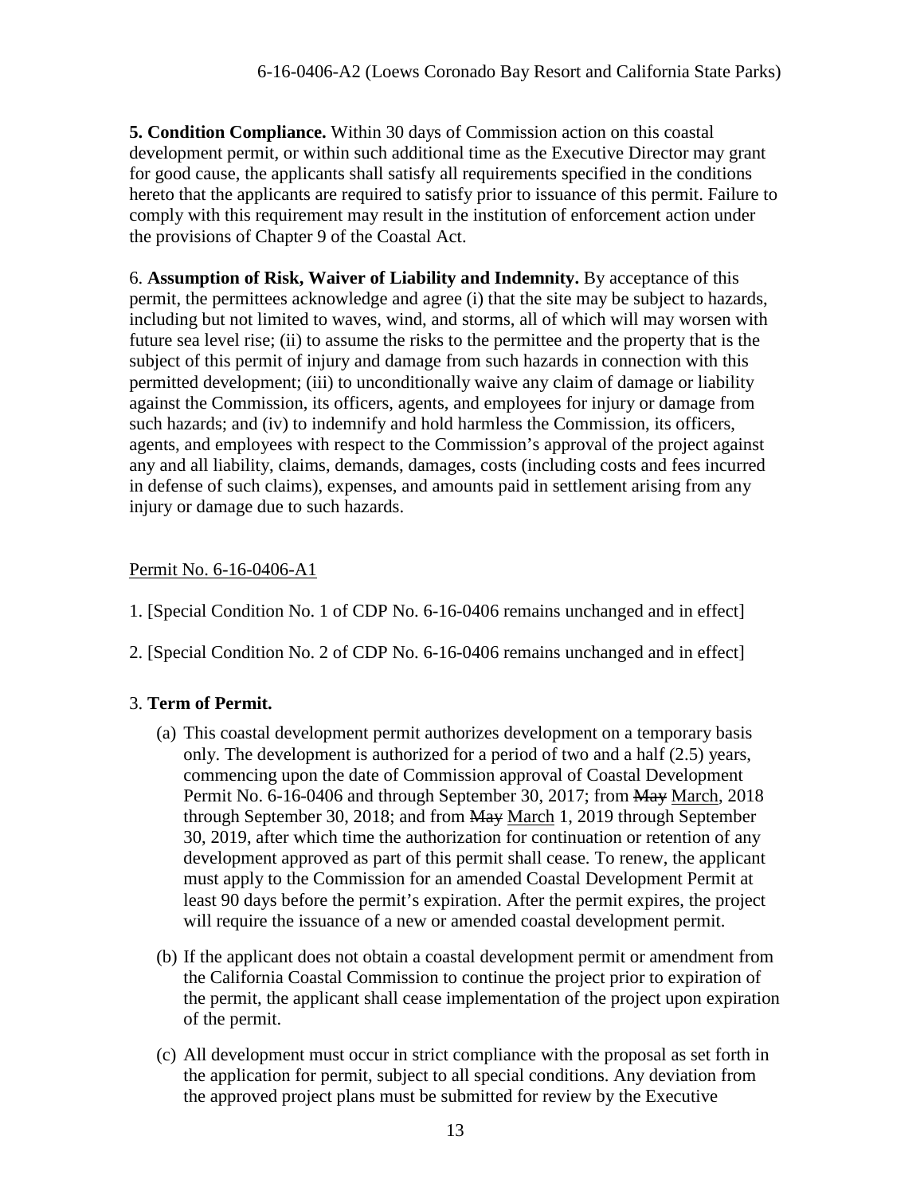**5. Condition Compliance.** Within 30 days of Commission action on this coastal development permit, or within such additional time as the Executive Director may grant for good cause, the applicants shall satisfy all requirements specified in the conditions hereto that the applicants are required to satisfy prior to issuance of this permit. Failure to comply with this requirement may result in the institution of enforcement action under the provisions of Chapter 9 of the Coastal Act.

6. **Assumption of Risk, Waiver of Liability and Indemnity.** By acceptance of this permit, the permittees acknowledge and agree (i) that the site may be subject to hazards, including but not limited to waves, wind, and storms, all of which will may worsen with future sea level rise; (ii) to assume the risks to the permittee and the property that is the subject of this permit of injury and damage from such hazards in connection with this permitted development; (iii) to unconditionally waive any claim of damage or liability against the Commission, its officers, agents, and employees for injury or damage from such hazards; and (iv) to indemnify and hold harmless the Commission, its officers, agents, and employees with respect to the Commission's approval of the project against any and all liability, claims, demands, damages, costs (including costs and fees incurred in defense of such claims), expenses, and amounts paid in settlement arising from any injury or damage due to such hazards.

<u>Permit No. 6-16-0406-A1</u>

1. [Special Condition No. 1 of CDP No. 6-16-0406 remains unchanged and in effect]

2. [Special Condition No. 2 of CDP No. 6-16-0406 remains unchanged and in effect]

3. **Term of Permit.**

   (a) This coastal development permit authorizes development on a temporary basis only. The development is authorized for a period of two and a half (2.5) years, commencing upon the date of Commission approval of Coastal Development Permit No. 6-16-0406 and through September 30, 2017; from ~~May~~ <u>March</u>, 2018 through September 30, 2018; and from ~~May~~ <u>March</u> 1, 2019 through September 30, 2019, after which time the authorization for continuation or retention of any development approved as part of this permit shall cease. To renew, the applicant must apply to the Commission for an amended Coastal Development Permit at least 90 days before the permit's expiration. After the permit expires, the project will require the issuance of a new or amended coastal development permit.

   (b) If the applicant does not obtain a coastal development permit or amendment from the California Coastal Commission to continue the project prior to expiration of the permit, the applicant shall cease implementation of the project upon expiration of the permit.

   (c) All development must occur in strict compliance with the proposal as set forth in the application for permit, subject to all special conditions. Any deviation from the approved project plans must be submitted for review by the Executive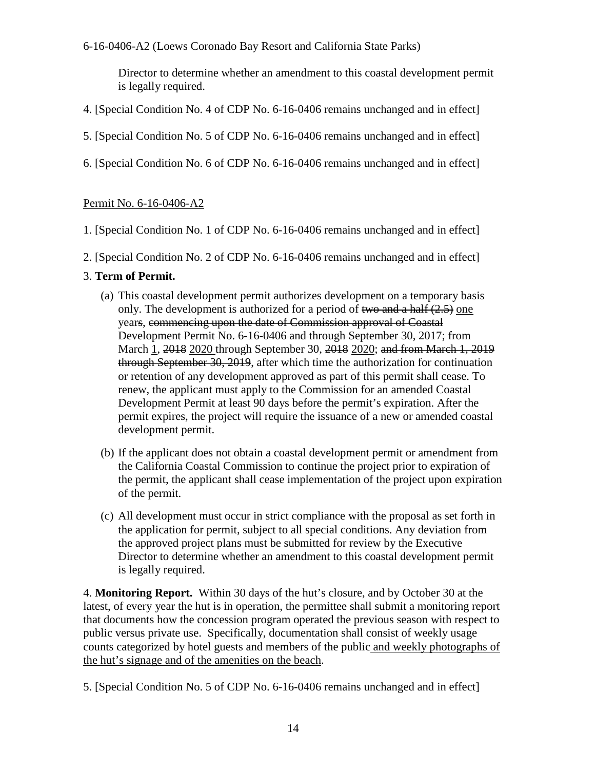Director to determine whether an amendment to this coastal development permit is legally required.

4. [Special Condition No. 4 of CDP No. 6-16-0406 remains unchanged and in effect]

5. [Special Condition No. 5 of CDP No. 6-16-0406 remains unchanged and in effect]

6. [Special Condition No. 6 of CDP No. 6-16-0406 remains unchanged and in effect]

<u>Permit No. 6-16-0406-A2</u>

1. [Special Condition No. 1 of CDP No. 6-16-0406 remains unchanged and in effect]

2. [Special Condition No. 2 of CDP No. 6-16-0406 remains unchanged and in effect]

3. **Term of Permit.**

(a) This coastal development permit authorizes development on a temporary basis only. The development is authorized for a period of ~~two and a half (2.5)~~ <u>one</u> years, ~~commencing upon the date of Commission approval of Coastal Development Permit No. 6-16-0406 and through September 30, 2017;~~ from March <u>1</u>, ~~2018~~ <u>2020</u> through September 30, ~~2018~~ <u>2020</u>; ~~and from March 1, 2019 through September 30, 2019~~, after which time the authorization for continuation or retention of any development approved as part of this permit shall cease. To renew, the applicant must apply to the Commission for an amended Coastal Development Permit at least 90 days before the permit's expiration. After the permit expires, the project will require the issuance of a new or amended coastal development permit.

(b) If the applicant does not obtain a coastal development permit or amendment from the California Coastal Commission to continue the project prior to expiration of the permit, the applicant shall cease implementation of the project upon expiration of the permit.

(c) All development must occur in strict compliance with the proposal as set forth in the application for permit, subject to all special conditions. Any deviation from the approved project plans must be submitted for review by the Executive Director to determine whether an amendment to this coastal development permit is legally required.

4. **Monitoring Report.** Within 30 days of the hut's closure, and by October 30 at the latest, of every year the hut is in operation, the permittee shall submit a monitoring report that documents how the concession program operated the previous season with respect to public versus private use. Specifically, documentation shall consist of weekly usage counts categorized by hotel guests and members of the public <u>and weekly photographs of the hut's signage and of the amenities on the beach</u>.

5. [Special Condition No. 5 of CDP No. 6-16-0406 remains unchanged and in effect]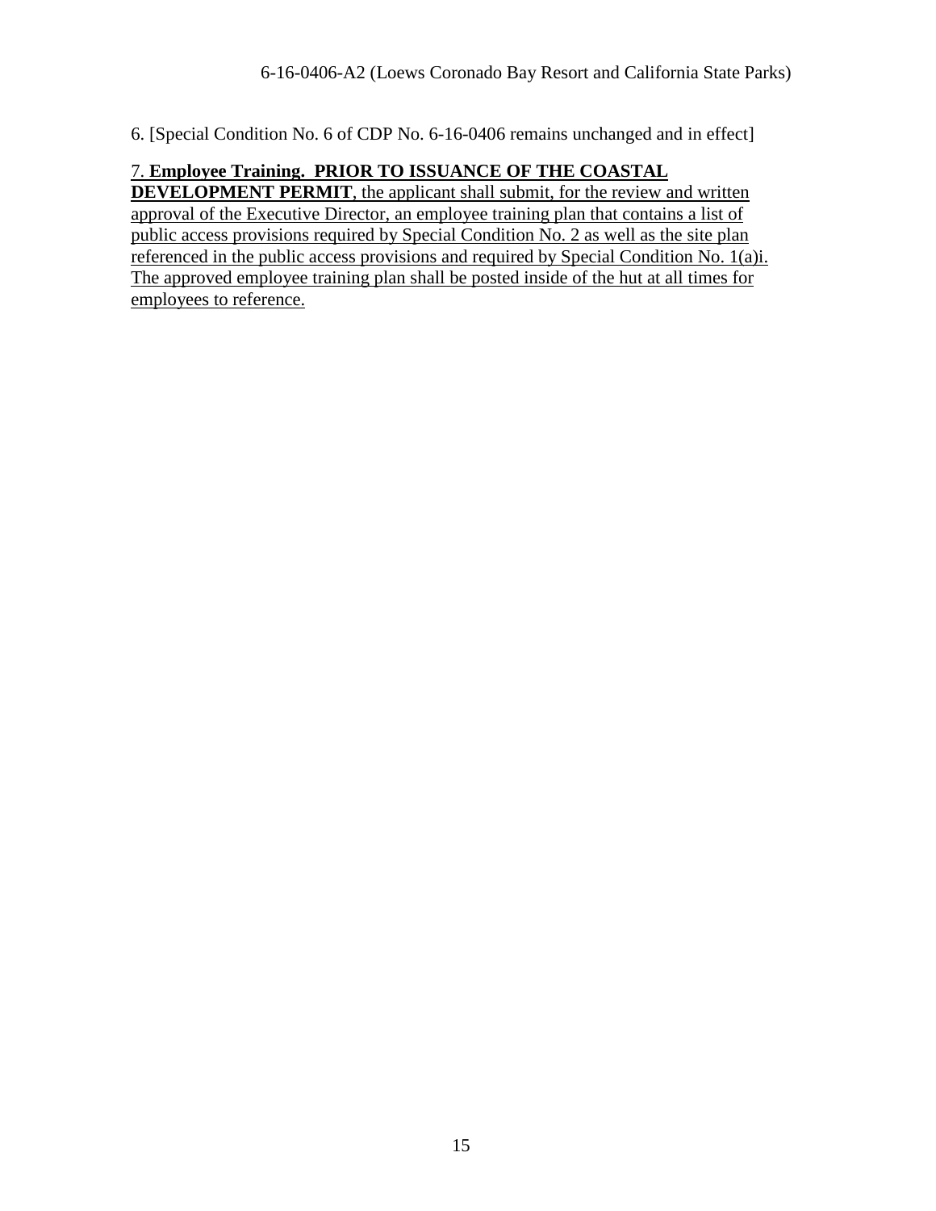6. [Special Condition No. 6 of CDP No. 6-16-0406 remains unchanged and in effect]

7. **Employee Training. PRIOR TO ISSUANCE OF THE COASTAL DEVELOPMENT PERMIT**, the applicant shall submit, for the review and written approval of the Executive Director, an employee training plan that contains a list of public access provisions required by Special Condition No. 2 as well as the site plan referenced in the public access provisions and required by Special Condition No. 1(a)i. The approved employee training plan shall be posted inside of the hut at all times for employees to reference.